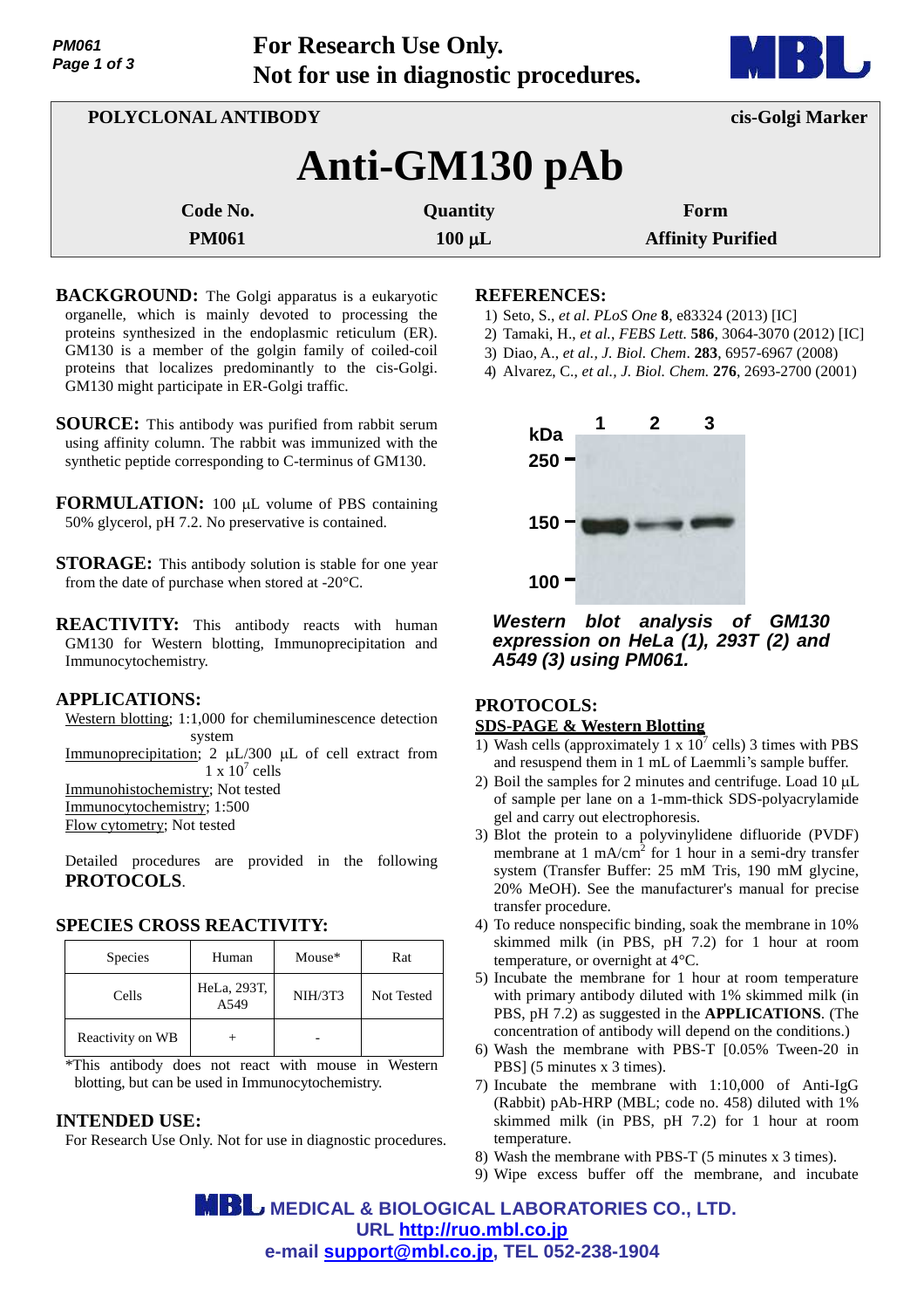**For Research Use Only.**
**Not for use in diagnostic procedures.**

**POLYCLONAL ANTIBODY** | **cis-Golgi Marker**

# Anti-GM130 pAb

| Code No. | Quantity | Form |
|---|---|---|
| PM061 | 100 μL | Affinity Purified |

**BACKGROUND:** The Golgi apparatus is a eukaryotic organelle, which is mainly devoted to processing the proteins synthesized in the endoplasmic reticulum (ER). GM130 is a member of the golgin family of coiled-coil proteins that localizes predominantly to the cis-Golgi. GM130 might participate in ER-Golgi traffic.

**SOURCE:** This antibody was purified from rabbit serum using affinity column. The rabbit was immunized with the synthetic peptide corresponding to C-terminus of GM130.

**FORMULATION:** 100 μL volume of PBS containing 50% glycerol, pH 7.2. No preservative is contained.

**STORAGE:** This antibody solution is stable for one year from the date of purchase when stored at -20°C.

**REACTIVITY:** This antibody reacts with human GM130 for Western blotting, Immunoprecipitation and Immunocytochemistry.

**APPLICATIONS:**

Western blotting; 1:1,000 for chemiluminescence detection system
Immunoprecipitation; 2 μL/300 μL of cell extract from 1 x $10^7$ cells
Immunohistochemistry; Not tested
Immunocytochemistry; 1:500
Flow cytometry; Not tested

Detailed procedures are provided in the following **PROTOCOLS**.

**SPECIES CROSS REACTIVITY:**

| Species | Human | Mouse* | Rat |
|---|---|---|---|
| Cells | HeLa, 293T, A549 | NIH/3T3 | Not Tested |
| Reactivity on WB | + | - | |

*This antibody does not react with mouse in Western blotting, but can be used in Immunocytochemistry.

**INTENDED USE:**

For Research Use Only. Not for use in diagnostic procedures.

**REFERENCES:**

1) Seto, S., *et al. PLoS One* **8**, e83324 (2013) [IC]
2) Tamaki, H., *et al., FEBS Lett.* **586**, 3064-3070 (2012) [IC]
3) Diao, A., *et al., J. Biol. Chem*. **283**, 6957-6967 (2008)
4) Alvarez, C., *et al., J. Biol. Chem.* **276**, 2693-2700 (2001)

***Western blot analysis of GM130 expression on HeLa (1), 293T (2) and A549 (3) using PM061.***

**PROTOCOLS:**

**SDS-PAGE & Western Blotting**

1) Wash cells (approximately 1 x $10^7$ cells) 3 times with PBS and resuspend them in 1 mL of Laemmli's sample buffer.
2) Boil the samples for 2 minutes and centrifuge. Load 10 μL of sample per lane on a 1-mm-thick SDS-polyacrylamide gel and carry out electrophoresis.
3) Blot the protein to a polyvinylidene difluoride (PVDF) membrane at 1 mA/cm$^2$ for 1 hour in a semi-dry transfer system (Transfer Buffer: 25 mM Tris, 190 mM glycine, 20% MeOH). See the manufacturer's manual for precise transfer procedure.
4) To reduce nonspecific binding, soak the membrane in 10% skimmed milk (in PBS, pH 7.2) for 1 hour at room temperature, or overnight at 4°C.
5) Incubate the membrane for 1 hour at room temperature with primary antibody diluted with 1% skimmed milk (in PBS, pH 7.2) as suggested in the **APPLICATIONS**. (The concentration of antibody will depend on the conditions.)
6) Wash the membrane with PBS-T [0.05% Tween-20 in PBS] (5 minutes x 3 times).
7) Incubate the membrane with 1:10,000 of Anti-IgG (Rabbit) pAb-HRP (MBL; code no. 458) diluted with 1% skimmed milk (in PBS, pH 7.2) for 1 hour at room temperature.
8) Wash the membrane with PBS-T (5 minutes x 3 times).
9) Wipe excess buffer off the membrane, and incubate

**MEDICAL & BIOLOGICAL LABORATORIES CO., LTD.**
**URL http://ruo.mbl.co.jp**
**e-mail support@mbl.co.jp, TEL 052-238-1904**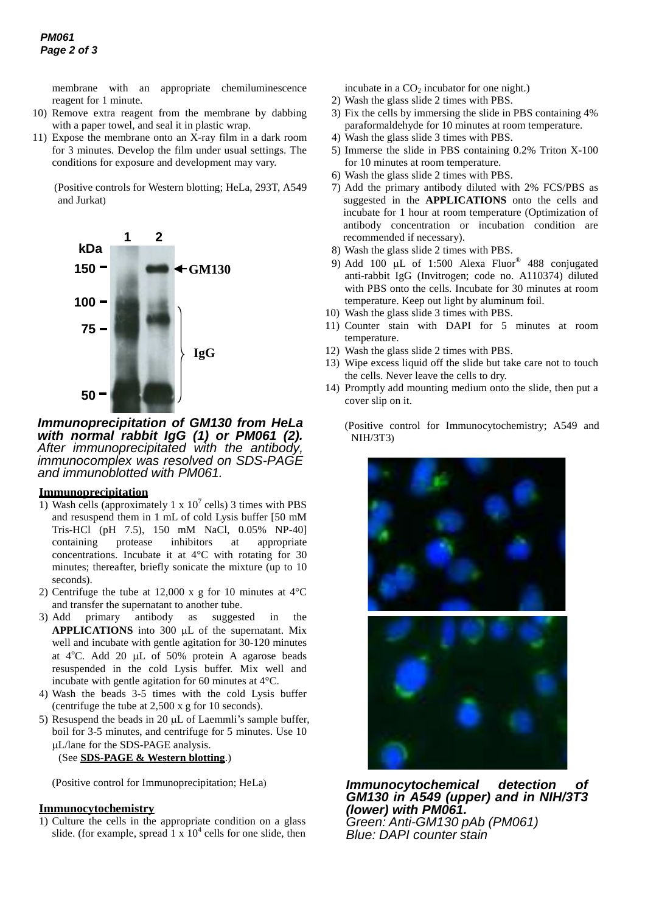membrane with an appropriate chemiluminescence reagent for 1 minute.

10) Remove extra reagent from the membrane by dabbing with a paper towel, and seal it in plastic wrap.
11) Expose the membrane onto an X-ray film in a dark room for 3 minutes. Develop the film under usual settings. The conditions for exposure and development may vary.

(Positive controls for Western blotting; HeLa, 293T, A549 and Jurkat)

***Immunoprecipitation of GM130 from HeLa with normal rabbit IgG (1) or PM061 (2).*** *After immunoprecipitated with the antibody, immunocomplex was resolved on SDS-PAGE and immunoblotted with PM061.*

**Immunoprecipitation**

1) Wash cells (approximately 1 x $10^7$ cells) 3 times with PBS and resuspend them in 1 mL of cold Lysis buffer [50 mM Tris-HCl (pH 7.5), 150 mM NaCl, 0.05% NP-40] containing protease inhibitors at appropriate concentrations. Incubate it at 4°C with rotating for 30 minutes; thereafter, briefly sonicate the mixture (up to 10 seconds).
2) Centrifuge the tube at 12,000 x g for 10 minutes at 4°C and transfer the supernatant to another tube.
3) Add primary antibody as suggested in the **APPLICATIONS** into 300 μL of the supernatant. Mix well and incubate with gentle agitation for 30-120 minutes at 4°C. Add 20 μL of 50% protein A agarose beads resuspended in the cold Lysis buffer. Mix well and incubate with gentle agitation for 60 minutes at 4°C.
4) Wash the beads 3-5 times with the cold Lysis buffer (centrifuge the tube at 2,500 x g for 10 seconds).
5) Resuspend the beads in 20 μL of Laemmli's sample buffer, boil for 3-5 minutes, and centrifuge for 5 minutes. Use 10 μL/lane for the SDS-PAGE analysis.
   (See **SDS-PAGE & Western blotting**.)

(Positive control for Immunoprecipitation; HeLa)

**Immunocytochemistry**

1) Culture the cells in the appropriate condition on a glass slide. (for example, spread 1 x $10^4$ cells for one slide, then incubate in a $CO_2$ incubator for one night.)
2) Wash the glass slide 2 times with PBS.
3) Fix the cells by immersing the slide in PBS containing 4% paraformaldehyde for 10 minutes at room temperature.
4) Wash the glass slide 3 times with PBS.
5) Immerse the slide in PBS containing 0.2% Triton X-100 for 10 minutes at room temperature.
6) Wash the glass slide 2 times with PBS.
7) Add the primary antibody diluted with 2% FCS/PBS as suggested in the **APPLICATIONS** onto the cells and incubate for 1 hour at room temperature (Optimization of antibody concentration or incubation condition are recommended if necessary).
8) Wash the glass slide 2 times with PBS.
9) Add 100 μL of 1:500 Alexa Fluor® 488 conjugated anti-rabbit IgG (Invitrogen; code no. A110374) diluted with PBS onto the cells. Incubate for 30 minutes at room temperature. Keep out light by aluminum foil.
10) Wash the glass slide 3 times with PBS.
11) Counter stain with DAPI for 5 minutes at room temperature.
12) Wash the glass slide 2 times with PBS.
13) Wipe excess liquid off the slide but take care not to touch the cells. Never leave the cells to dry.
14) Promptly add mounting medium onto the slide, then put a cover slip on it.

(Positive control for Immunocytochemistry; A549 and NIH/3T3)

***Immunocytochemical detection of GM130 in A549 (upper) and in NIH/3T3 (lower) with PM061.***
*Green: Anti-GM130 pAb (PM061)*
*Blue: DAPI counter stain*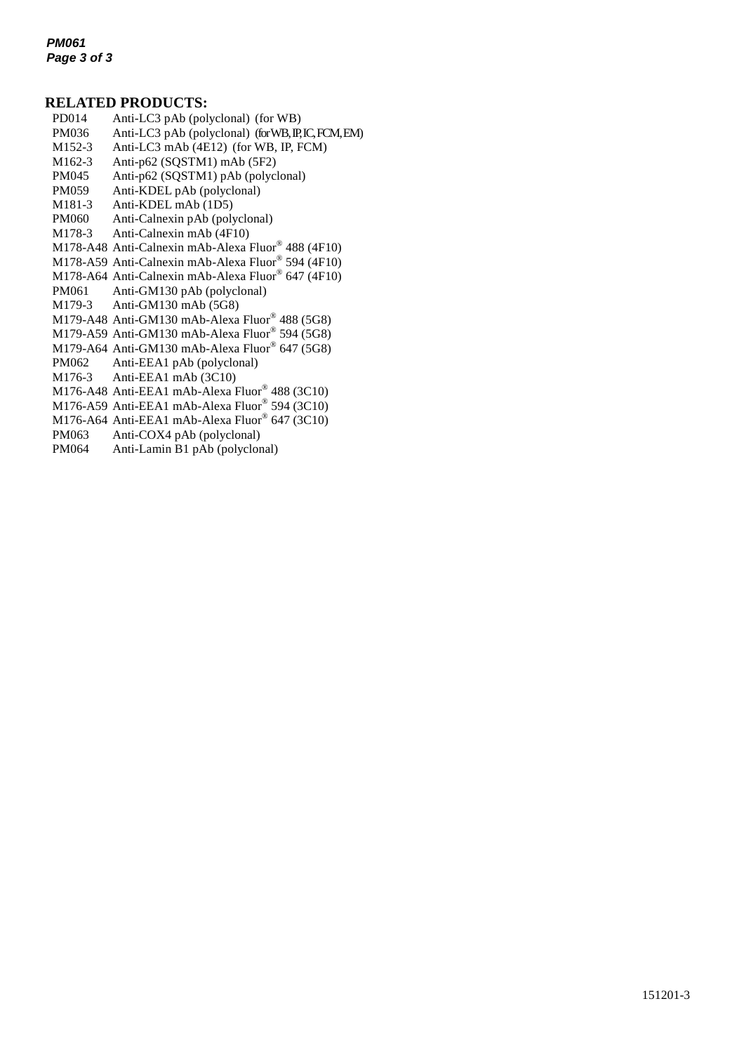## RELATED PRODUCTS:

| | |
|---|---|
| PD014 | Anti-LC3 pAb (polyclonal) (for WB) |
| PM036 | Anti-LC3 pAb (polyclonal) (for WB, IP, IC, FCM, EM) |
| M152-3 | Anti-LC3 mAb (4E12) (for WB, IP, FCM) |
| M162-3 | Anti-p62 (SQSTM1) mAb (5F2) |
| PM045 | Anti-p62 (SQSTM1) pAb (polyclonal) |
| PM059 | Anti-KDEL pAb (polyclonal) |
| M181-3 | Anti-KDEL mAb (1D5) |
| PM060 | Anti-Calnexin pAb (polyclonal) |
| M178-3 | Anti-Calnexin mAb (4F10) |
| M178-A48 | Anti-Calnexin mAb-Alexa Fluor® 488 (4F10) |
| M178-A59 | Anti-Calnexin mAb-Alexa Fluor® 594 (4F10) |
| M178-A64 | Anti-Calnexin mAb-Alexa Fluor® 647 (4F10) |
| PM061 | Anti-GM130 pAb (polyclonal) |
| M179-3 | Anti-GM130 mAb (5G8) |
| M179-A48 | Anti-GM130 mAb-Alexa Fluor® 488 (5G8) |
| M179-A59 | Anti-GM130 mAb-Alexa Fluor® 594 (5G8) |
| M179-A64 | Anti-GM130 mAb-Alexa Fluor® 647 (5G8) |
| PM062 | Anti-EEA1 pAb (polyclonal) |
| M176-3 | Anti-EEA1 mAb (3C10) |
| M176-A48 | Anti-EEA1 mAb-Alexa Fluor® 488 (3C10) |
| M176-A59 | Anti-EEA1 mAb-Alexa Fluor® 594 (3C10) |
| M176-A64 | Anti-EEA1 mAb-Alexa Fluor® 647 (3C10) |
| PM063 | Anti-COX4 pAb (polyclonal) |
| PM064 | Anti-Lamin B1 pAb (polyclonal) |

151201-3